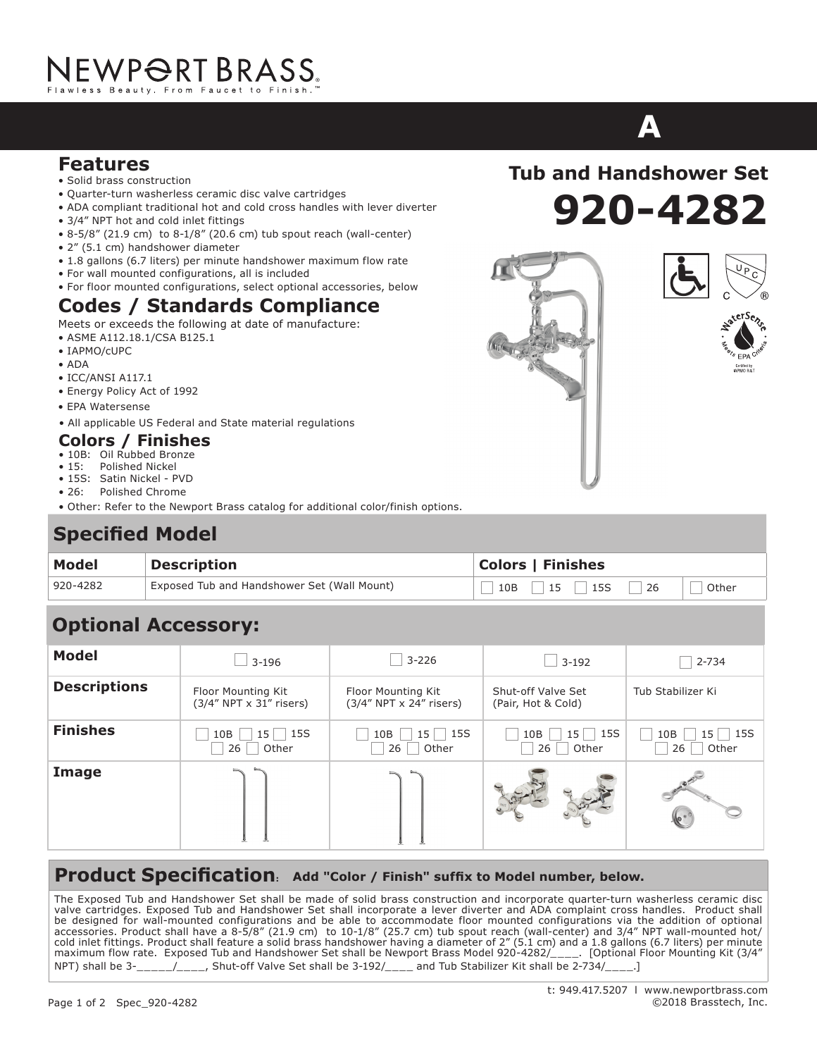NEWPORT BRASS®
Flawless Beauty. From Faucet to Finish.™

A

# Tub and Handshower Set

# 920-4282

## Features

- Solid brass construction
- Quarter-turn washerless ceramic disc valve cartridges
- ADA compliant traditional hot and cold cross handles with lever diverter
- 3/4" NPT hot and cold inlet fittings
- 8-5/8" (21.9 cm) to 8-1/8" (20.6 cm) tub spout reach (wall-center)
- 2" (5.1 cm) handshower diameter
- 1.8 gallons (6.7 liters) per minute handshower maximum flow rate
- For wall mounted configurations, all is included
- For floor mounted configurations, select optional accessories, below

## Codes / Standards Compliance

Meets or exceeds the following at date of manufacture:

- ASME A112.18.1/CSA B125.1
- IAPMO/cUPC
- ADA
- ICC/ANSI A117.1
- Energy Policy Act of 1992
- EPA Watersense
- All applicable US Federal and State material regulations

## Colors / Finishes

- 10B: Oil Rubbed Bronze
- 15: Polished Nickel
- 15S: Satin Nickel - PVD
- 26: Polished Chrome
- Other: Refer to the Newport Brass catalog for additional color/finish options.

## Specified Model

| Model | Description | Colors \| Finishes |
|---|---|---|
| 920-4282 | Exposed Tub and Handshower Set (Wall Mount) | ☐ 10B ☐ 15 ☐ 15S ☐ 26 ☐ Other |

## Optional Accessory:

| Model | ☐ 3-196 | ☐ 3-226 | ☐ 3-192 | ☐ 2-734 |
|---|---|---|---|---|
| Descriptions | Floor Mounting Kit (3/4" NPT x 31" risers) | Floor Mounting Kit (3/4" NPT x 24" risers) | Shut-off Valve Set (Pair, Hot & Cold) | Tub Stabilizer Ki |
| Finishes | ☐ 10B ☐ 15 ☐ 15S ☐ 26 ☐ Other | ☐ 10B ☐ 15 ☐ 15S ☐ 26 ☐ Other | ☐ 10B ☐ 15 ☐ 15S ☐ 26 ☐ Other | ☐ 10B ☐ 15 ☐ 15S ☐ 26 ☐ Other |
| Image | | | | |

## Product Specification: Add "Color / Finish" suffix to Model number, below.

The Exposed Tub and Handshower Set shall be made of solid brass construction and incorporate quarter-turn washerless ceramic disc valve cartridges. Exposed Tub and Handshower Set shall incorporate a lever diverter and ADA complaint cross handles. Product shall be designed for wall-mounted configurations and be able to accommodate floor mounted configurations via the addition of optional accessories. Product shall have a 8-5/8" (21.9 cm) to 10-1/8" (25.7 cm) tub spout reach (wall-center) and 3/4" NPT wall-mounted hot/cold inlet fittings. Product shall feature a solid brass handshower having a diameter of 2" (5.1 cm) and a 1.8 gallons (6.7 liters) per minute maximum flow rate. Exposed Tub and Handshower Set shall be Newport Brass Model 920-4282/____. [Optional Floor Mounting Kit (3/4" NPT) shall be 3-_____/____, Shut-off Valve Set shall be 3-192/____ and Tub Stabilizer Kit shall be 2-734/____.]

t: 949.417.5207 l www.newportbrass.com
©2018 Brasstech, Inc.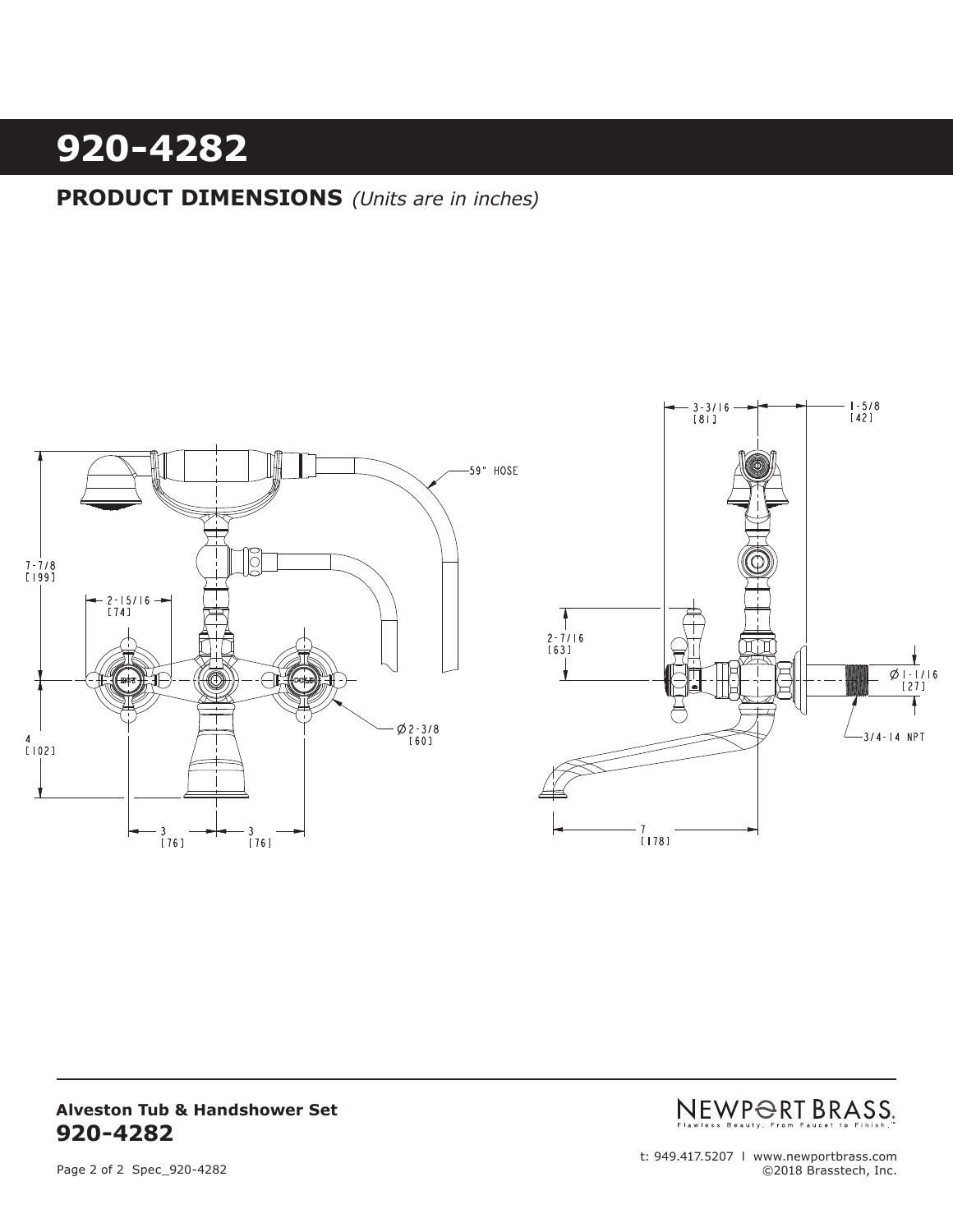# 920-4282

## **PRODUCT DIMENSIONS** *(Units are in inches)*

59" HOSE

7-7/8
[199]

2-15/16
[74]

4
[102]

3
[76]

3
[76]

Ø2-3/8
[60]

3-3/16
[81]

1-5/8
[42]

2-7/16
[63]

Ø1-1/16
[27]

3/4-14 NPT

7
[178]

**Alveston Tub & Handshower Set**
**920-4282**

t: 949.417.5207 l www.newportbrass.com
©2018 Brasstech, Inc.